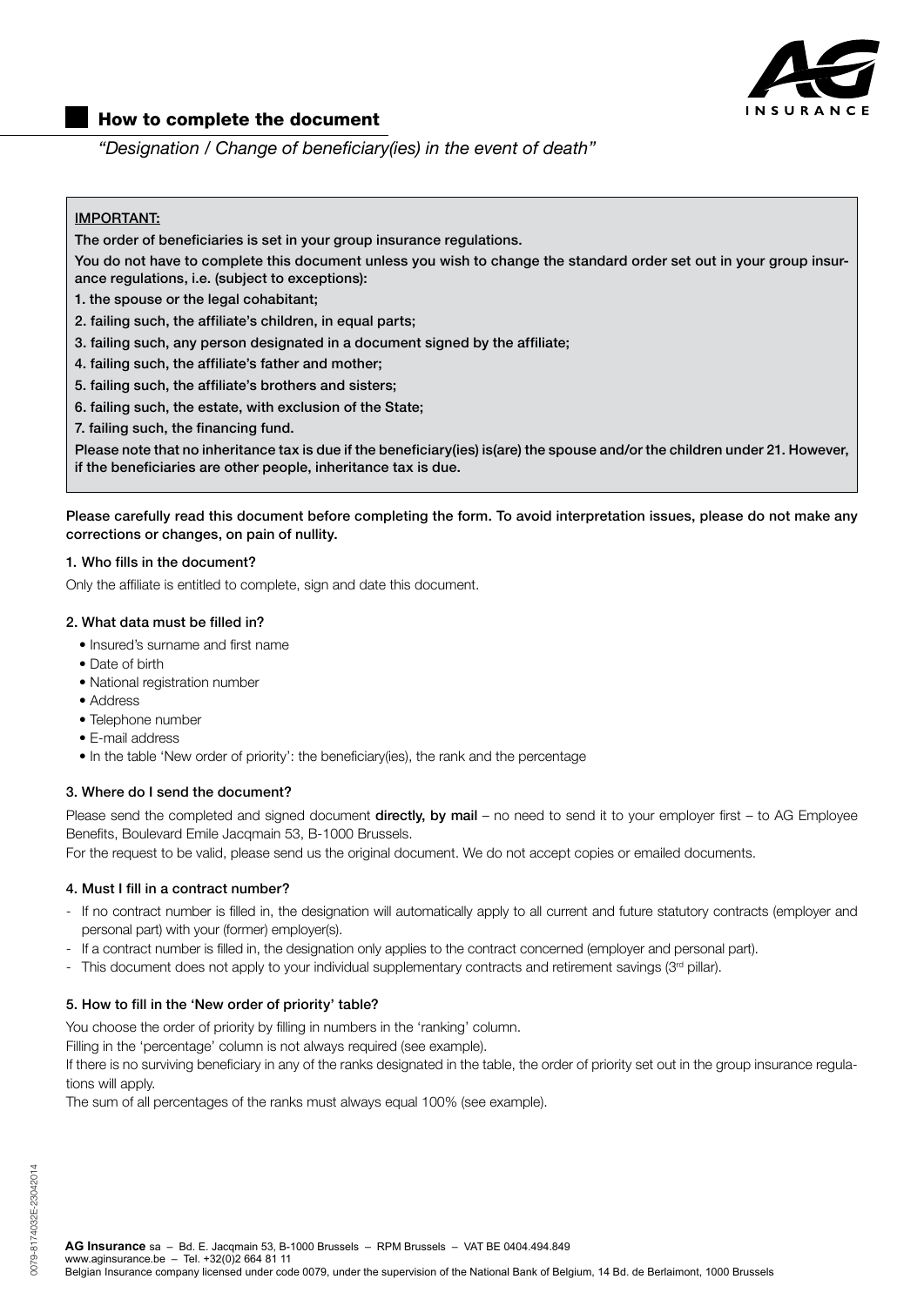## How to complete the document

*"Designation / Change of beneficiary(ies) in the event of death"*

**IMPORTANT:**

**The order of beneficiaries is set in your group insurance regulations.**

**You do not have to complete this document unless you wish to change the standard order set out in your group insurance regulations, i.e. (subject to exceptions):**

**1. the spouse or the legal cohabitant;**

**2. failing such, the affiliate's children, in equal parts;**

**3. failing such, any person designated in a document signed by the affiliate;**

**4. failing such, the affiliate's father and mother;**

**5. failing such, the affiliate's brothers and sisters;**

**6. failing such, the estate, with exclusion of the State;**

**7. failing such, the financing fund.**

**Please note that no inheritance tax is due if the beneficiary(ies) is(are) the spouse and/or the children under 21. However, if the beneficiaries are other people, inheritance tax is due.**

**Please carefully read this document before completing the form. To avoid interpretation issues, please do not make any corrections or changes, on pain of nullity.**

#### 1. Who fills in the document?

Only the affiliate is entitled to complete, sign and date this document.

#### 2. What data must be filled in?

- Insured's surname and first name
- Date of birth
- National registration number
- Address
- Telephone number
- E-mail address
- In the table 'New order of priority': the beneficiary(ies), the rank and the percentage

#### 3. Where do I send the document?

Please send the completed and signed document **directly, by mail** – no need to send it to your employer first – to AG Employee Benefits, Boulevard Emile Jacqmain 53, B-1000 Brussels.

For the request to be valid, please send us the original document. We do not accept copies or emailed documents.

#### 4. Must I fill in a contract number?

- If no contract number is filled in, the designation will automatically apply to all current and future statutory contracts (employer and personal part) with your (former) employer(s).
- If a contract number is filled in, the designation only applies to the contract concerned (employer and personal part).
- This document does not apply to your individual supplementary contracts and retirement savings (3rd pillar).

#### 5. How to fill in the 'New order of priority' table?

You choose the order of priority by filling in numbers in the 'ranking' column.

Filling in the 'percentage' column is not always required (see example).

If there is no surviving beneficiary in any of the ranks designated in the table, the order of priority set out in the group insurance regulations will apply.

The sum of all percentages of the ranks must always equal 100% (see example).

**AG Insurance** sa – Bd. E. Jacqmain 53, B-1000 Brussels – RPM Brussels – VAT BE 0404.494.849
www.aginsurance.be – Tel. +32(0)2 664 81 11
Belgian Insurance company licensed under code 0079, under the supervision of the National Bank of Belgium, 14 Bd. de Berlaimont, 1000 Brussels

0079-8174032E-23042014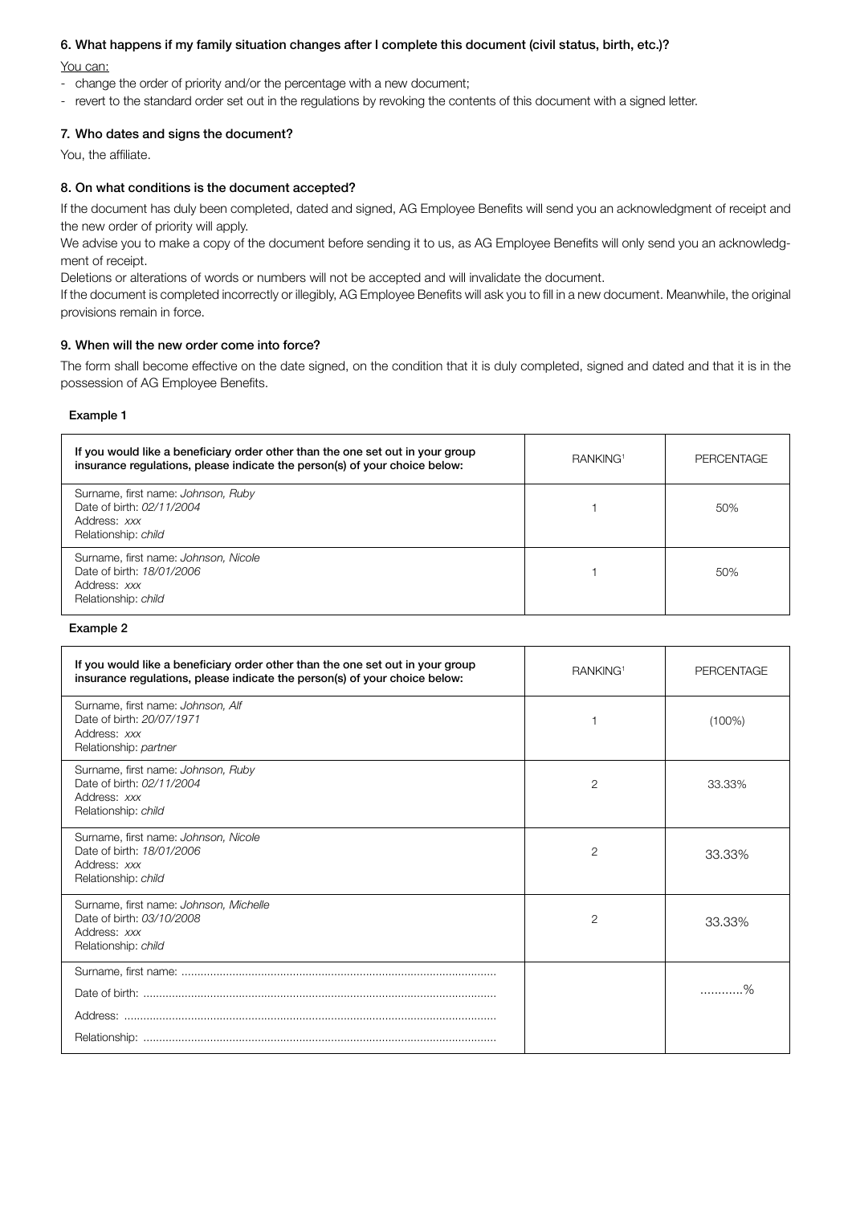**6. What happens if my family situation changes after I complete this document (civil status, birth, etc.)?**

You can:

- change the order of priority and/or the percentage with a new document;
- revert to the standard order set out in the regulations by revoking the contents of this document with a signed letter.

**7. Who dates and signs the document?**

You, the affiliate.

**8. On what conditions is the document accepted?**

If the document has duly been completed, dated and signed, AG Employee Benefits will send you an acknowledgment of receipt and the new order of priority will apply.

We advise you to make a copy of the document before sending it to us, as AG Employee Benefits will only send you an acknowledgment of receipt.

Deletions or alterations of words or numbers will not be accepted and will invalidate the document.

If the document is completed incorrectly or illegibly, AG Employee Benefits will ask you to fill in a new document. Meanwhile, the original provisions remain in force.

**9. When will the new order come into force?**

The form shall become effective on the date signed, on the condition that it is duly completed, signed and dated and that it is in the possession of AG Employee Benefits.

**Example 1**

| **If you would like a beneficiary order other than the one set out in your group insurance regulations, please indicate the person(s) of your choice below:** | RANKING[1] | PERCENTAGE |
|---|---|---|
| Surname, first name: *Johnson, Ruby*<br>Date of birth: *02/11/2004*<br>Address: *xxx*<br>Relationship: *child* | 1 | 50% |
| Surname, first name: *Johnson, Nicole*<br>Date of birth: *18/01/2006*<br>Address: *xxx*<br>Relationship: *child* | 1 | 50% |

**Example 2**

| **If you would like a beneficiary order other than the one set out in your group insurance regulations, please indicate the person(s) of your choice below:** | RANKING[1] | PERCENTAGE |
|---|---|---|
| Surname, first name: *Johnson, Alf*<br>Date of birth: *20/07/1971*<br>Address: *xxx*<br>Relationship: *partner* | 1 | (100%) |
| Surname, first name: *Johnson, Ruby*<br>Date of birth: *02/11/2004*<br>Address: *xxx*<br>Relationship: *child* | 2 | 33.33% |
| Surname, first name: *Johnson, Nicole*<br>Date of birth: *18/01/2006*<br>Address: *xxx*<br>Relationship: *child* | 2 | 33.33% |
| Surname, first name: *Johnson, Michelle*<br>Date of birth: *03/10/2008*<br>Address: *xxx*<br>Relationship: *child* | 2 | 33.33% |
| Surname, first name: ....................<br>Date of birth: ....................<br>Address: ....................<br>Relationship: .................... | | ............% |